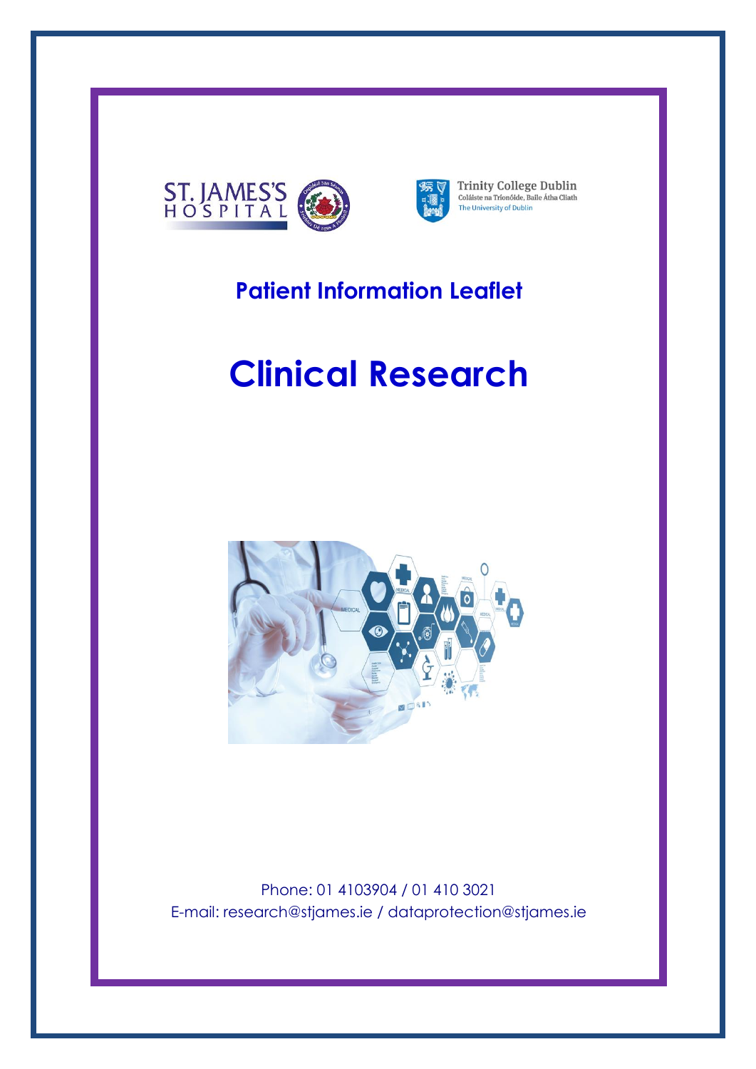ST. JAMES'S HOSPITAL

Trinity College Dublin
Coláiste na Tríonóide, Baile Átha Cliath
The University of Dublin

## Patient Information Leaflet

# Clinical Research

Phone: 01 4103904 / 01 410 3021
E-mail: research@stjames.ie / dataprotection@stjames.ie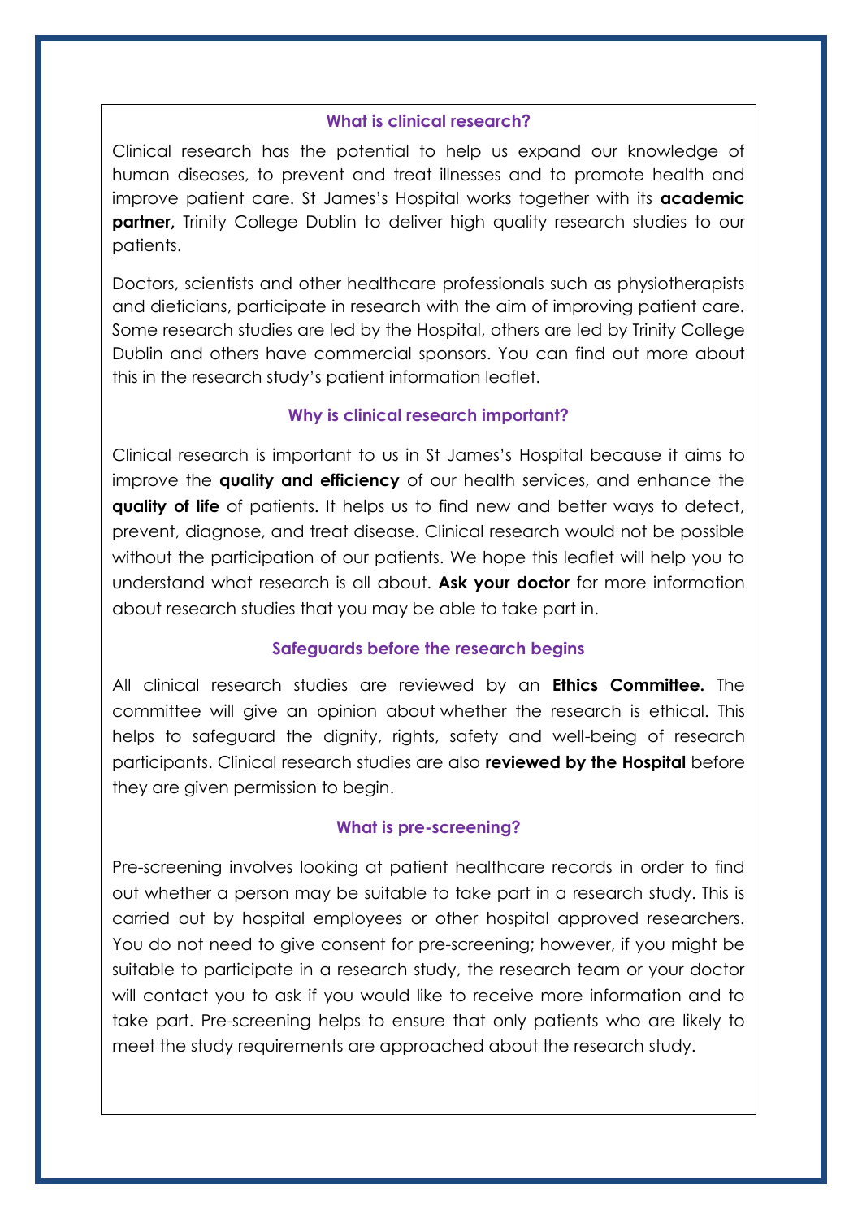## What is clinical research?

Clinical research has the potential to help us expand our knowledge of human diseases, to prevent and treat illnesses and to promote health and improve patient care. St James's Hospital works together with its **academic partner,** Trinity College Dublin to deliver high quality research studies to our patients.

Doctors, scientists and other healthcare professionals such as physiotherapists and dieticians, participate in research with the aim of improving patient care. Some research studies are led by the Hospital, others are led by Trinity College Dublin and others have commercial sponsors. You can find out more about this in the research study's patient information leaflet.

## Why is clinical research important?

Clinical research is important to us in St James's Hospital because it aims to improve the **quality and efficiency** of our health services, and enhance the **quality of life** of patients. It helps us to find new and better ways to detect, prevent, diagnose, and treat disease. Clinical research would not be possible without the participation of our patients. We hope this leaflet will help you to understand what research is all about. **Ask your doctor** for more information about research studies that you may be able to take part in.

## Safeguards before the research begins

All clinical research studies are reviewed by an **Ethics Committee.** The committee will give an opinion about whether the research is ethical. This helps to safeguard the dignity, rights, safety and well-being of research participants. Clinical research studies are also **reviewed by the Hospital** before they are given permission to begin.

## What is pre-screening?

Pre-screening involves looking at patient healthcare records in order to find out whether a person may be suitable to take part in a research study. This is carried out by hospital employees or other hospital approved researchers. You do not need to give consent for pre-screening; however, if you might be suitable to participate in a research study, the research team or your doctor will contact you to ask if you would like to receive more information and to take part. Pre-screening helps to ensure that only patients who are likely to meet the study requirements are approached about the research study.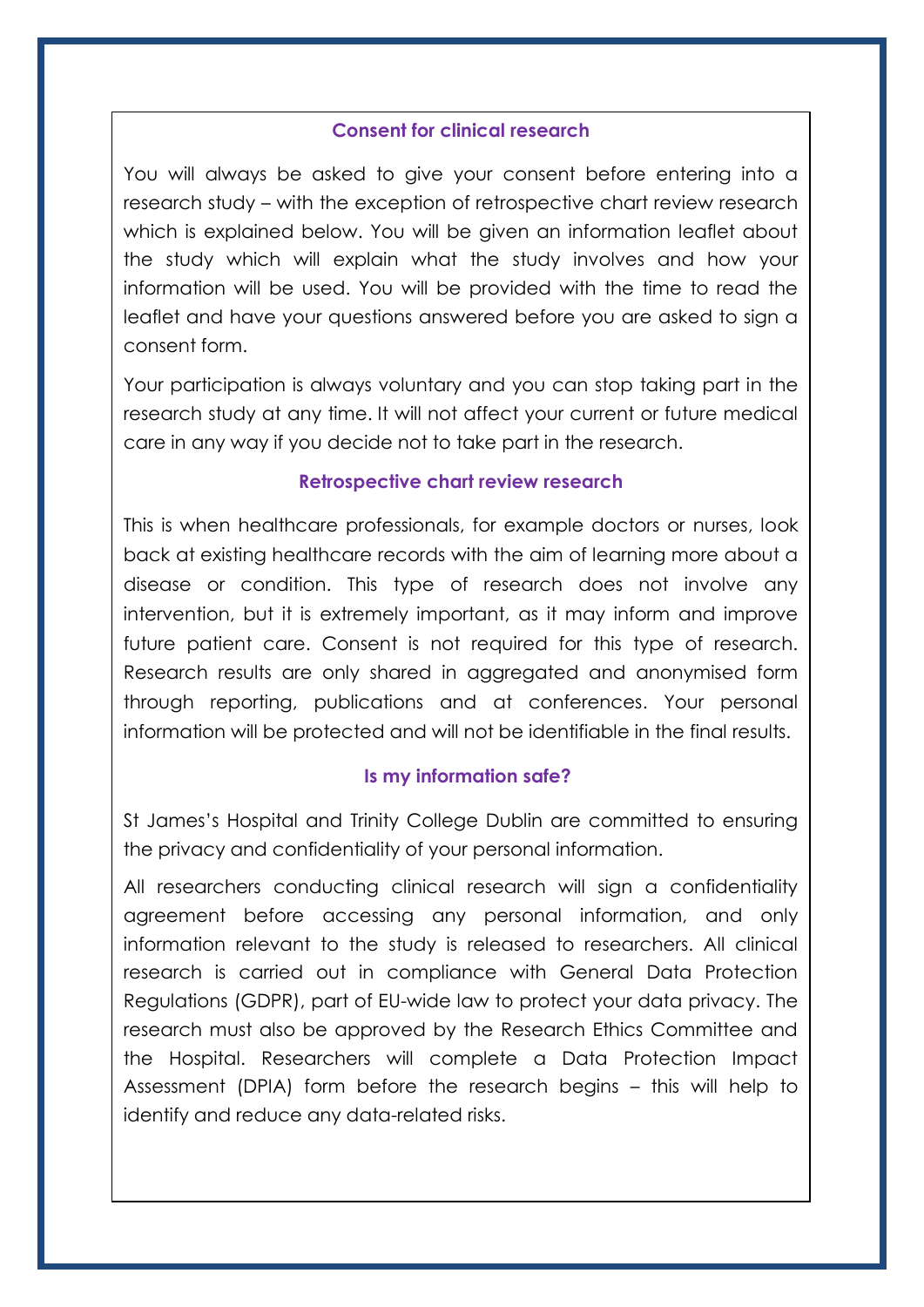### Consent for clinical research

You will always be asked to give your consent before entering into a research study – with the exception of retrospective chart review research which is explained below. You will be given an information leaflet about the study which will explain what the study involves and how your information will be used. You will be provided with the time to read the leaflet and have your questions answered before you are asked to sign a consent form.

Your participation is always voluntary and you can stop taking part in the research study at any time. It will not affect your current or future medical care in any way if you decide not to take part in the research.

### Retrospective chart review research

This is when healthcare professionals, for example doctors or nurses, look back at existing healthcare records with the aim of learning more about a disease or condition. This type of research does not involve any intervention, but it is extremely important, as it may inform and improve future patient care. Consent is not required for this type of research. Research results are only shared in aggregated and anonymised form through reporting, publications and at conferences. Your personal information will be protected and will not be identifiable in the final results.

### Is my information safe?

St James's Hospital and Trinity College Dublin are committed to ensuring the privacy and confidentiality of your personal information.

All researchers conducting clinical research will sign a confidentiality agreement before accessing any personal information, and only information relevant to the study is released to researchers. All clinical research is carried out in compliance with General Data Protection Regulations (GDPR), part of EU-wide law to protect your data privacy. The research must also be approved by the Research Ethics Committee and the Hospital. Researchers will complete a Data Protection Impact Assessment (DPIA) form before the research begins – this will help to identify and reduce any data-related risks.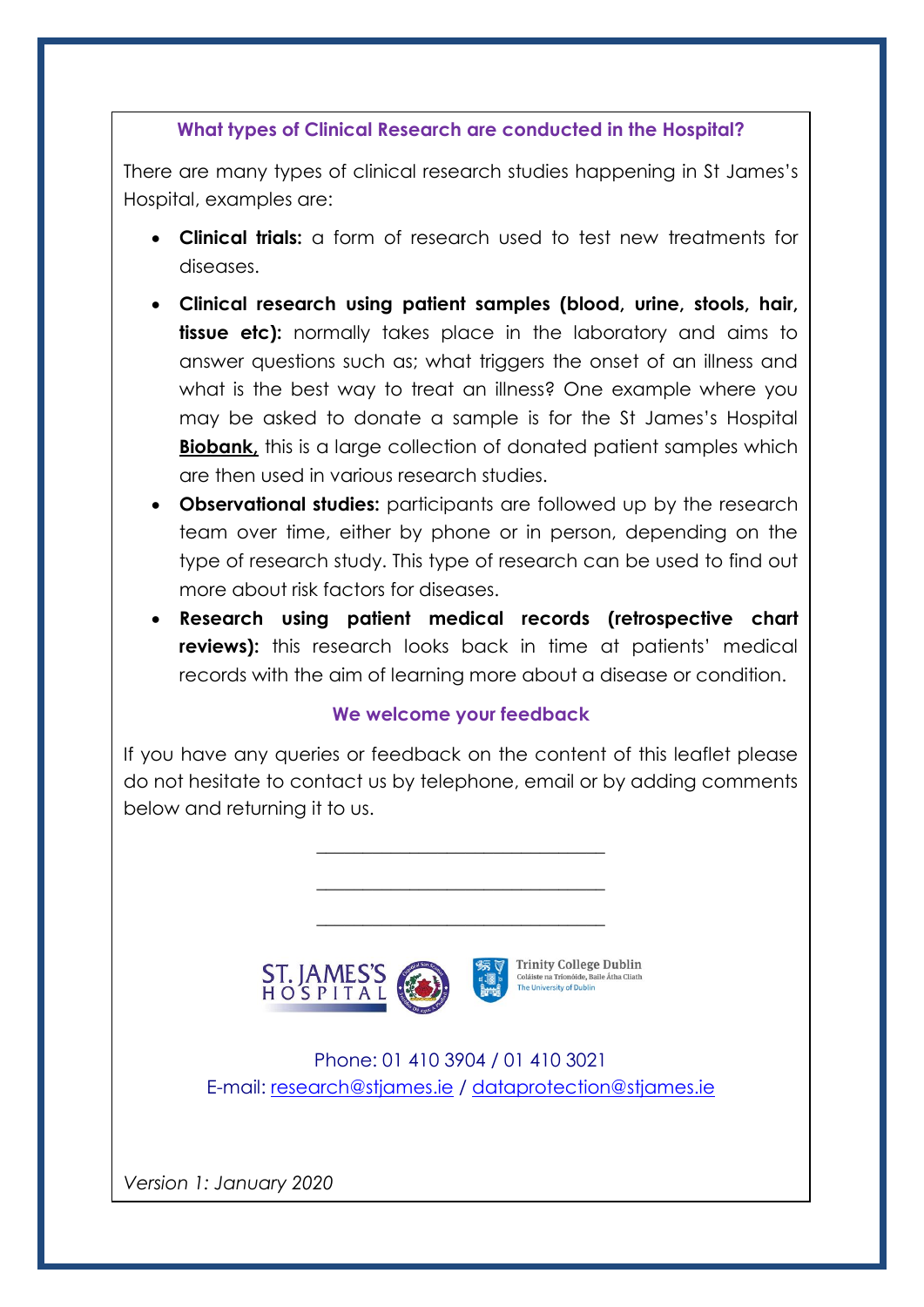### What types of Clinical Research are conducted in the Hospital?

There are many types of clinical research studies happening in St James's Hospital, examples are:

- **Clinical trials:** a form of research used to test new treatments for diseases.
- **Clinical research using patient samples (blood, urine, stools, hair, tissue etc):** normally takes place in the laboratory and aims to answer questions such as; what triggers the onset of an illness and what is the best way to treat an illness? One example where you may be asked to donate a sample is for the St James's Hospital **Biobank,** this is a large collection of donated patient samples which are then used in various research studies.
- **Observational studies:** participants are followed up by the research team over time, either by phone or in person, depending on the type of research study. This type of research can be used to find out more about risk factors for diseases.
- **Research using patient medical records (retrospective chart reviews):** this research looks back in time at patients' medical records with the aim of learning more about a disease or condition.

### We welcome your feedback

If you have any queries or feedback on the content of this leaflet please do not hesitate to contact us by telephone, email or by adding comments below and returning it to us.

\_\_\_\_\_\_\_\_\_\_\_\_\_\_\_\_\_\_\_\_\_\_\_\_\_\_\_\_\_\_\_\_

\_\_\_\_\_\_\_\_\_\_\_\_\_\_\_\_\_\_\_\_\_\_\_\_\_\_\_\_\_\_\_\_

\_\_\_\_\_\_\_\_\_\_\_\_\_\_\_\_\_\_\_\_\_\_\_\_\_\_\_\_\_\_\_\_

ST. JAMES'S HOSPITAL

Trinity College Dublin
Coláiste na Tríonóide, Baile Átha Cliath
The University of Dublin

Phone: 01 410 3904 / 01 410 3021
E-mail: research@stjames.ie / dataprotection@stjames.ie

*Version 1: January 2020*